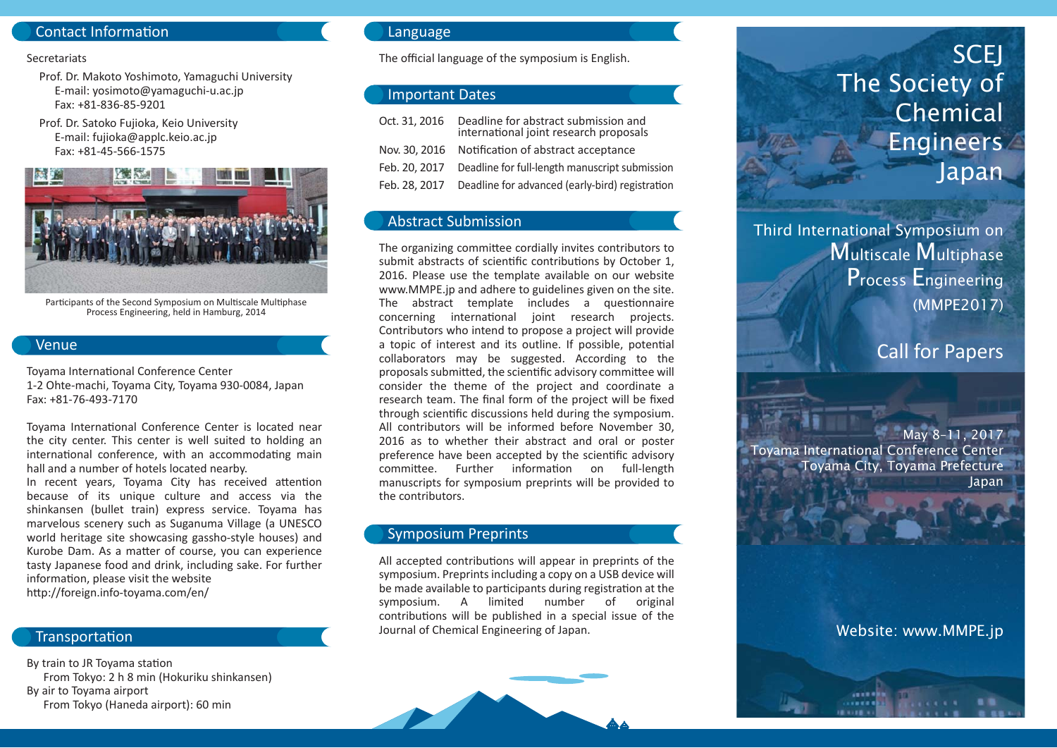## Contact Information

Secretariats

Prof. Dr. Makoto Yoshimoto, Yamaguchi University
E-mail: yosimoto@yamaguchi-u.ac.jp
Fax: +81-836-85-9201

Prof. Dr. Satoko Fujioka, Keio University
E-mail: fujioka@applc.keio.ac.jp
Fax: +81-45-566-1575

Participants of the Second Symposium on Multiscale Multiphase Process Engineering, held in Hamburg, 2014

## Venue

Toyama International Conference Center
1-2 Ohte-machi, Toyama City, Toyama 930-0084, Japan
Fax: +81-76-493-7170

Toyama International Conference Center is located near the city center. This center is well suited to holding an international conference, with an accommodating main hall and a number of hotels located nearby.
In recent years, Toyama City has received attention because of its unique culture and access via the shinkansen (bullet train) express service. Toyama has marvelous scenery such as Suganuma Village (a UNESCO world heritage site showcasing gassho-style houses) and Kurobe Dam. As a matter of course, you can experience tasty Japanese food and drink, including sake. For further information, please visit the website
http://foreign.info-toyama.com/en/

## Transportation

By train to JR Toyama station
From Tokyo: 2 h 8 min (Hokuriku shinkansen)
By air to Toyama airport
From Tokyo (Haneda airport): 60 min

## Language

The official language of the symposium is English.

## Important Dates

| | |
|---|---|
| Oct. 31, 2016 | Deadline for abstract submission and international joint research proposals |
| Nov. 30, 2016 | Notification of abstract acceptance |
| Feb. 20, 2017 | Deadline for full-length manuscript submission |
| Feb. 28, 2017 | Deadline for advanced (early-bird) registration |

## Abstract Submission

The organizing committee cordially invites contributors to submit abstracts of scientific contributions by October 1, 2016. Please use the template available on our website www.MMPE.jp and adhere to guidelines given on the site. The abstract template includes a questionnaire concerning international joint research projects. Contributors who intend to propose a project will provide a topic of interest and its outline. If possible, potential collaborators may be suggested. According to the proposals submitted, the scientific advisory committee will consider the theme of the project and coordinate a research team. The final form of the project will be fixed through scientific discussions held during the symposium. All contributors will be informed before November 30, 2016 as to whether their abstract and oral or poster preference have been accepted by the scientific advisory committee. Further information on full-length manuscripts for symposium preprints will be provided to the contributors.

## Symposium Preprints

All accepted contributions will appear in preprints of the symposium. Preprints including a copy on a USB device will be made available to participants during registration at the symposium. A limited number of original contributions will be published in a special issue of the Journal of Chemical Engineering of Japan.

# SCEJ The Society of Chemical Engineers Japan

## Third International Symposium on Multiscale Multiphase Process Engineering (MMPE2017)

## Call for Papers

May 8-11, 2017
Toyama International Conference Center
Toyama City, Toyama Prefecture
Japan

Website: www.MMPE.jp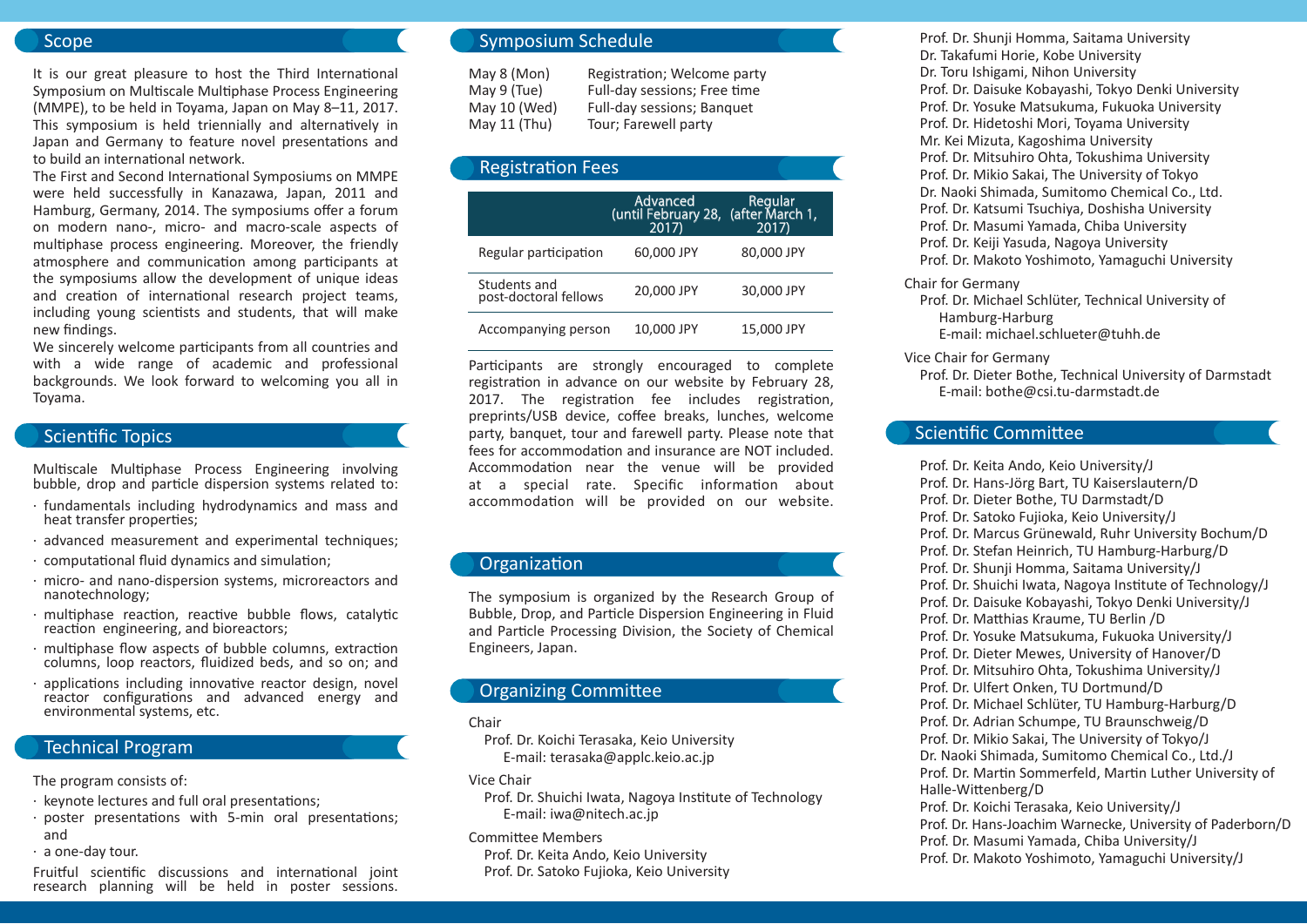## Scope

It is our great pleasure to host the Third International Symposium on Multiscale Multiphase Process Engineering (MMPE), to be held in Toyama, Japan on May 8–11, 2017. This symposium is held triennially and alternatively in Japan and Germany to feature novel presentations and to build an international network.

The First and Second International Symposiums on MMPE were held successfully in Kanazawa, Japan, 2011 and Hamburg, Germany, 2014. The symposiums offer a forum on modern nano-, micro- and macro-scale aspects of multiphase process engineering. Moreover, the friendly atmosphere and communication among participants at the symposiums allow the development of unique ideas and creation of international research project teams, including young scientists and students, that will make new findings.

We sincerely welcome participants from all countries and with a wide range of academic and professional backgrounds. We look forward to welcoming you all in Toyama.

## Scientific Topics

Multiscale Multiphase Process Engineering involving bubble, drop and particle dispersion systems related to:

- fundamentals including hydrodynamics and mass and heat transfer properties;
- advanced measurement and experimental techniques;
- computational fluid dynamics and simulation;
- micro- and nano-dispersion systems, microreactors and nanotechnology;
- multiphase reaction, reactive bubble flows, catalytic reaction engineering, and bioreactors;
- multiphase flow aspects of bubble columns, extraction columns, loop reactors, fluidized beds, and so on; and
- applications including innovative reactor design, novel reactor configurations and advanced energy and environmental systems, etc.

## Technical Program

The program consists of:

- keynote lectures and full oral presentations;
- poster presentations with 5-min oral presentations; and
- a one-day tour.

Fruitful scientific discussions and international joint research planning will be held in poster sessions.

## Symposium Schedule

| | |
|---|---|
| May 8 (Mon) | Registration; Welcome party |
| May 9 (Tue) | Full-day sessions; Free time |
| May 10 (Wed) | Full-day sessions; Banquet |
| May 11 (Thu) | Tour; Farewell party |

## Registration Fees

| | Advanced (until February 28, 2017) | Regular (after March 1, 2017) |
|---|---|---|
| Regular participation | 60,000 JPY | 80,000 JPY |
| Students and post-doctoral fellows | 20,000 JPY | 30,000 JPY |
| Accompanying person | 10,000 JPY | 15,000 JPY |

Participants are strongly encouraged to complete registration in advance on our website by February 28, 2017. The registration fee includes registration, preprints/USB device, coffee breaks, lunches, welcome party, banquet, tour and farewell party. Please note that fees for accommodation and insurance are NOT included. Accommodation near the venue will be provided at a special rate. Specific information about accommodation will be provided on our website.

## Organization

The symposium is organized by the Research Group of Bubble, Drop, and Particle Dispersion Engineering in Fluid and Particle Processing Division, the Society of Chemical Engineers, Japan.

## Organizing Committee

Chair
Prof. Dr. Koichi Terasaka, Keio University
E-mail: terasaka@applc.keio.ac.jp

Vice Chair
Prof. Dr. Shuichi Iwata, Nagoya Institute of Technology
E-mail: iwa@nitech.ac.jp

Committee Members
Prof. Dr. Keita Ando, Keio University
Prof. Dr. Satoko Fujioka, Keio University
Prof. Dr. Shunji Homma, Saitama University
Dr. Takafumi Horie, Kobe University
Dr. Toru Ishigami, Nihon University
Prof. Dr. Daisuke Kobayashi, Tokyo Denki University
Prof. Dr. Yosuke Matsukuma, Fukuoka University
Prof. Dr. Hidetoshi Mori, Toyama University
Mr. Kei Mizuta, Kagoshima University
Prof. Dr. Mitsuhiro Ohta, Tokushima University
Prof. Dr. Mikio Sakai, The University of Tokyo
Dr. Naoki Shimada, Sumitomo Chemical Co., Ltd.
Prof. Dr. Katsumi Tsuchiya, Doshisha University
Prof. Dr. Masumi Yamada, Chiba University
Prof. Dr. Keiji Yasuda, Nagoya University
Prof. Dr. Makoto Yoshimoto, Yamaguchi University

Chair for Germany
Prof. Dr. Michael Schlüter, Technical University of Hamburg-Harburg
E-mail: michael.schlueter@tuhh.de

Vice Chair for Germany
Prof. Dr. Dieter Bothe, Technical University of Darmstadt
E-mail: bothe@csi.tu-darmstadt.de

## Scientific Committee

Prof. Dr. Keita Ando, Keio University/J
Prof. Dr. Hans-Jörg Bart, TU Kaiserslautern/D
Prof. Dr. Dieter Bothe, TU Darmstadt/D
Prof. Dr. Satoko Fujioka, Keio University/J
Prof. Dr. Marcus Grünewald, Ruhr University Bochum/D
Prof. Dr. Stefan Heinrich, TU Hamburg-Harburg/D
Prof. Dr. Shunji Homma, Saitama University/J
Prof. Dr. Shuichi Iwata, Nagoya Institute of Technology/J
Prof. Dr. Daisuke Kobayashi, Tokyo Denki University/J
Prof. Dr. Matthias Kraume, TU Berlin /D
Prof. Dr. Yosuke Matsukuma, Fukuoka University/J
Prof. Dr. Dieter Mewes, University of Hanover/D
Prof. Dr. Mitsuhiro Ohta, Tokushima University/J
Prof. Dr. Ulfert Onken, TU Dortmund/D
Prof. Dr. Michael Schlüter, TU Hamburg-Harburg/D
Prof. Dr. Adrian Schumpe, TU Braunschweig/D
Prof. Dr. Mikio Sakai, The University of Tokyo/J
Dr. Naoki Shimada, Sumitomo Chemical Co., Ltd./J
Prof. Dr. Martin Sommerfeld, Martin Luther University of Halle-Wittenberg/D
Prof. Dr. Koichi Terasaka, Keio University/J
Prof. Dr. Hans-Joachim Warnecke, University of Paderborn/D
Prof. Dr. Masumi Yamada, Chiba University/J
Prof. Dr. Makoto Yoshimoto, Yamaguchi University/J